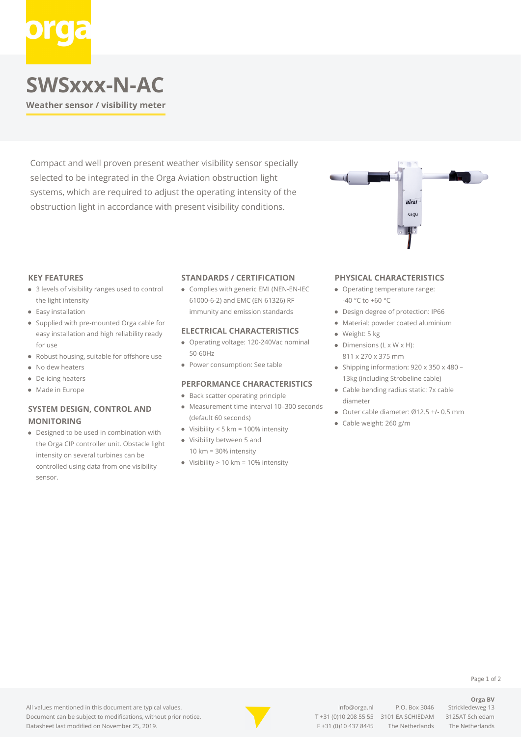# SWSxxx-N-AC

**Weather sensor / visibility meter**

Compact and well proven present weather visibility sensor specially selected to be integrated in the Orga Aviation obstruction light systems, which are required to adjust the operating intensity of the obstruction light in accordance with present visibility conditions.

### KEY FEATURES

- 3 levels of visibility ranges used to control the light intensity
- Easy installation
- Supplied with pre-mounted Orga cable for easy installation and high reliability ready for use
- Robust housing, suitable for offshore use
- No dew heaters
- De-icing heaters
- Made in Europe

### SYSTEM DESIGN, CONTROL AND MONITORING

- Designed to be used in combination with the Orga CIP controller unit. Obstacle light intensity on several turbines can be controlled using data from one visibility sensor.

### STANDARDS / CERTIFICATION

- Complies with generic EMI (NEN-EN-IEC 61000-6-2) and EMC (EN 61326) RF immunity and emission standards

### ELECTRICAL CHARACTERISTICS

- Operating voltage: 120-240Vac nominal 50-60Hz
- Power consumption: See table

### PERFORMANCE CHARACTERISTICS

- Back scatter operating principle
- Measurement time interval 10–300 seconds (default 60 seconds)
- Visibility < 5 km = 100% intensity
- Visibility between 5 and 10 km = 30% intensity
- Visibility > 10 km = 10% intensity

### PHYSICAL CHARACTERISTICS

- Operating temperature range: -40 °C to +60 °C
- Design degree of protection: IP66
- Material: powder coated aluminium
- Weight: 5 kg
- Dimensions (L x W x H): 811 x 270 x 375 mm
- Shipping information: 920 x 350 x 480 – 13kg (including Strobeline cable)
- Cable bending radius static: 7x cable diameter
- Outer cable diameter: Ø12.5 +/- 0.5 mm
- Cable weight: 260 g/m

All values mentioned in this document are typical values.
Document can be subject to modifications, without prior notice.
Datasheet last modified on November 25, 2019.

info@orga.nl
T +31 (0)10 208 55 55
F +31 (0)10 437 8445

P.O. Box 3046
3101 EA SCHIEDAM
The Netherlands

**Orga BV**
Strickledeweg 13
3125AT Schiedam
The Netherlands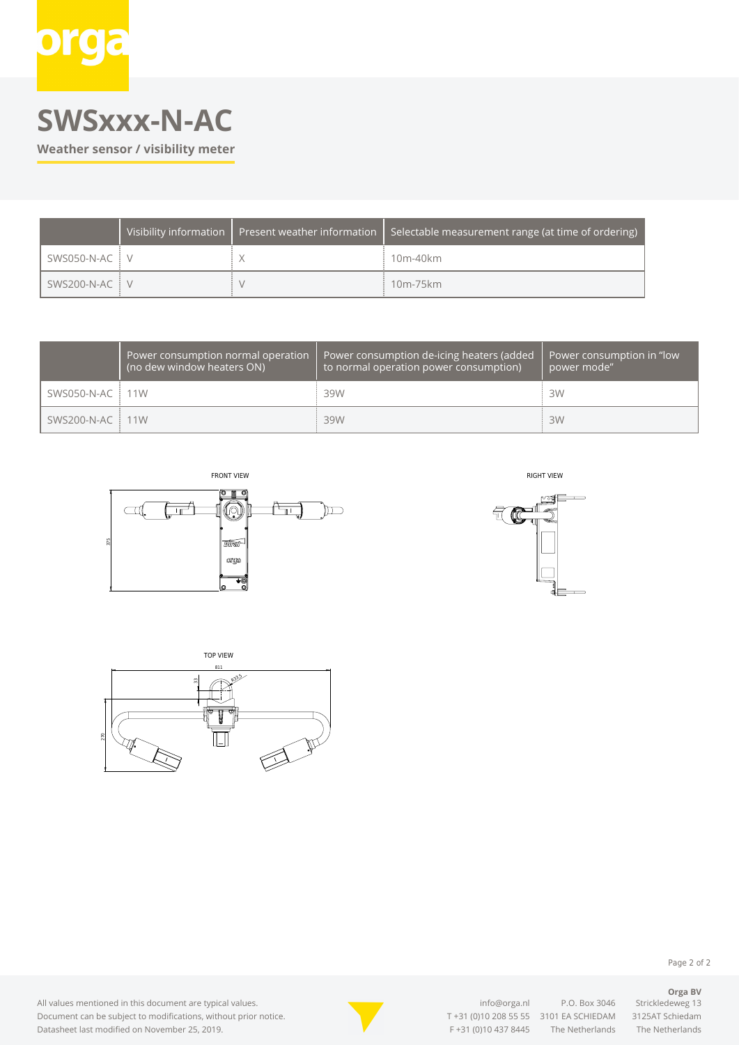# SWSxxx-N-AC

**Weather sensor / visibility meter**

| | Visibility information | Present weather information | Selectable measurement range (at time of ordering) |
|---|---|---|---|
| SWS050-N-AC | V | X | 10m-40km |
| SWS200-N-AC | V | V | 10m-75km |

| | Power consumption normal operation (no dew window heaters ON) | Power consumption de-icing heaters (added to normal operation power consumption) | Power consumption in "low power mode" |
|---|---|---|---|
| SWS050-N-AC | 11W | 39W | 3W |
| SWS200-N-AC | 11W | 39W | 3W |

FRONT VIEW

375

RIGHT VIEW

TOP VIEW

811

270

All values mentioned in this document are typical values.
Document can be subject to modifications, without prior notice.
Datasheet last modified on November 25, 2019.

info@orga.nl
T +31 (0)10 208 55 55
F +31 (0)10 437 8445

P.O. Box 3046
3101 EA SCHIEDAM
The Netherlands

**Orga BV**
Strickledeweg 13
3125AT Schiedam
The Netherlands